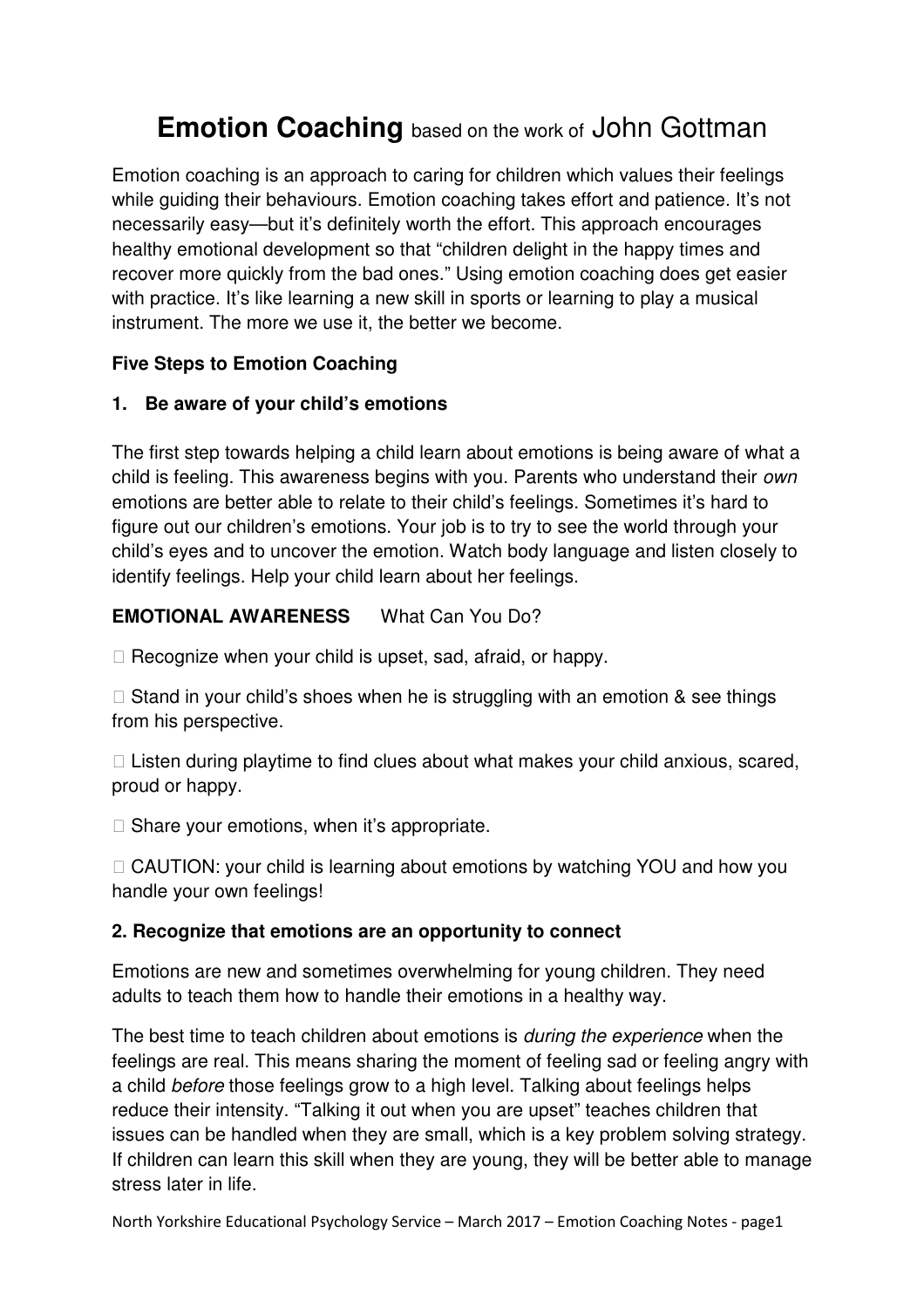# **Emotion Coaching** based on the work of John Gottman

Emotion coaching is an approach to caring for children which values their feelings while guiding their behaviours. Emotion coaching takes effort and patience. It's not necessarily easy—but it's definitely worth the effort. This approach encourages healthy emotional development so that "children delight in the happy times and recover more quickly from the bad ones." Using emotion coaching does get easier with practice. It's like learning a new skill in sports or learning to play a musical instrument. The more we use it, the better we become.

**Five Steps to Emotion Coaching**

**1. Be aware of your child's emotions**

The first step towards helping a child learn about emotions is being aware of what a child is feeling. This awareness begins with you. Parents who understand their *own* emotions are better able to relate to their child's feelings. Sometimes it's hard to figure out our children's emotions. Your job is to try to see the world through your child's eyes and to uncover the emotion. Watch body language and listen closely to identify feelings. Help your child learn about her feelings.

**EMOTIONAL AWARENESS** What Can You Do?

- Recognize when your child is upset, sad, afraid, or happy.
- Stand in your child's shoes when he is struggling with an emotion & see things from his perspective.
- Listen during playtime to find clues about what makes your child anxious, scared, proud or happy.
- Share your emotions, when it's appropriate.
- CAUTION: your child is learning about emotions by watching YOU and how you handle your own feelings!

**2. Recognize that emotions are an opportunity to connect**

Emotions are new and sometimes overwhelming for young children. They need adults to teach them how to handle their emotions in a healthy way.

The best time to teach children about emotions is *during the experience* when the feelings are real. This means sharing the moment of feeling sad or feeling angry with a child *before* those feelings grow to a high level. Talking about feelings helps reduce their intensity. "Talking it out when you are upset" teaches children that issues can be handled when they are small, which is a key problem solving strategy. If children can learn this skill when they are young, they will be better able to manage stress later in life.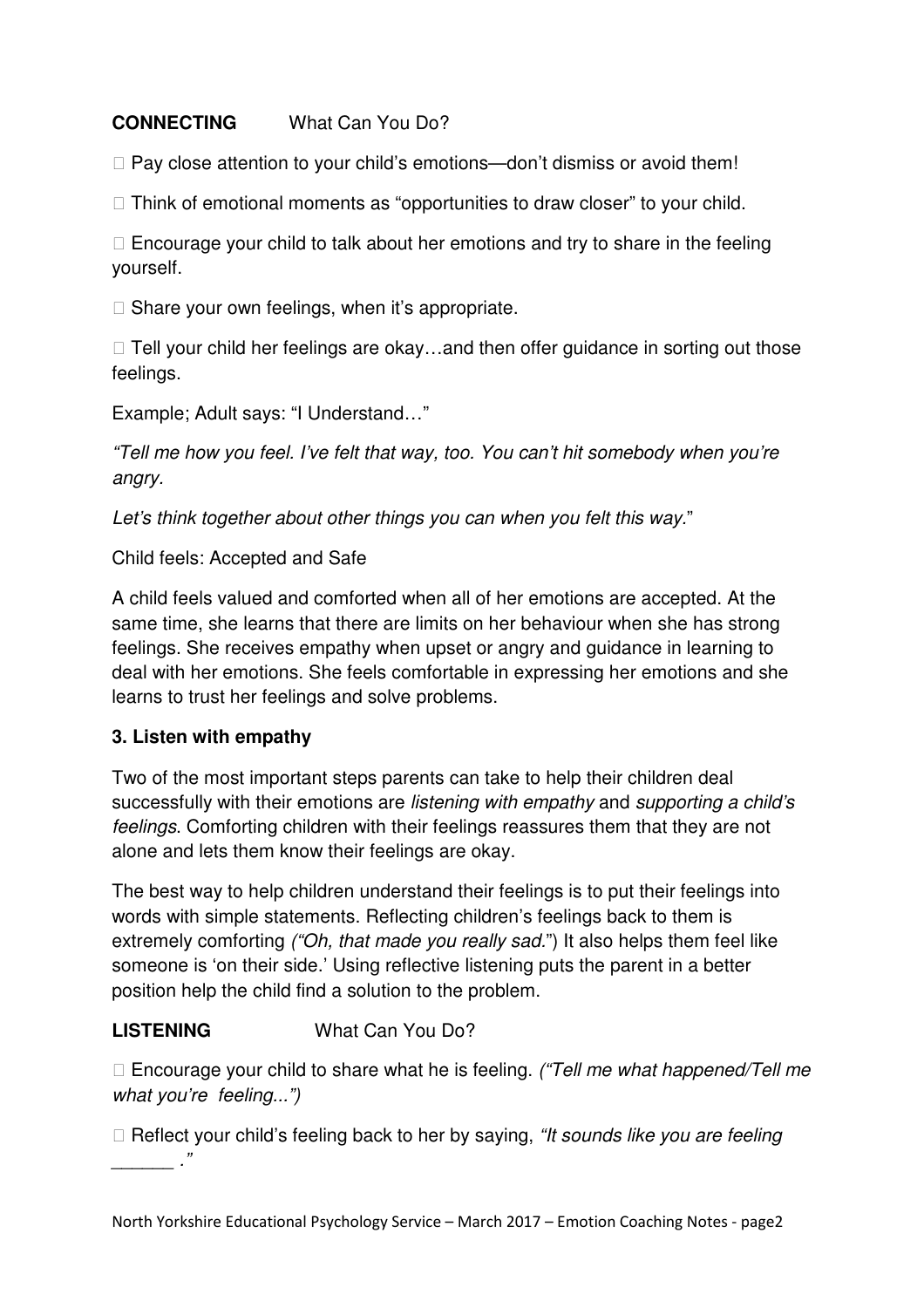**CONNECTING** What Can You Do?

- Pay close attention to your child's emotions—don't dismiss or avoid them!
- Think of emotional moments as "opportunities to draw closer" to your child.
- Encourage your child to talk about her emotions and try to share in the feeling yourself.
- Share your own feelings, when it's appropriate.
- Tell your child her feelings are okay…and then offer guidance in sorting out those feelings.

Example; Adult says: "I Understand…"

*"Tell me how you feel. I've felt that way, too. You can't hit somebody when you're angry.*

*Let's think together about other things you can when you felt this way.*"

Child feels: Accepted and Safe

A child feels valued and comforted when all of her emotions are accepted. At the same time, she learns that there are limits on her behaviour when she has strong feelings. She receives empathy when upset or angry and guidance in learning to deal with her emotions. She feels comfortable in expressing her emotions and she learns to trust her feelings and solve problems.

**3. Listen with empathy**

Two of the most important steps parents can take to help their children deal successfully with their emotions are *listening with empathy* and *supporting a child's feelings*. Comforting children with their feelings reassures them that they are not alone and lets them know their feelings are okay.

The best way to help children understand their feelings is to put their feelings into words with simple statements. Reflecting children's feelings back to them is extremely comforting *("Oh, that made you really sad.*") It also helps them feel like someone is 'on their side.' Using reflective listening puts the parent in a better position help the child find a solution to the problem.

**LISTENING** What Can You Do?

- Encourage your child to share what he is feeling. *("Tell me what happened/Tell me what you're feeling...")*
- Reflect your child's feeling back to her by saying, *"It sounds like you are feeling ______ ."*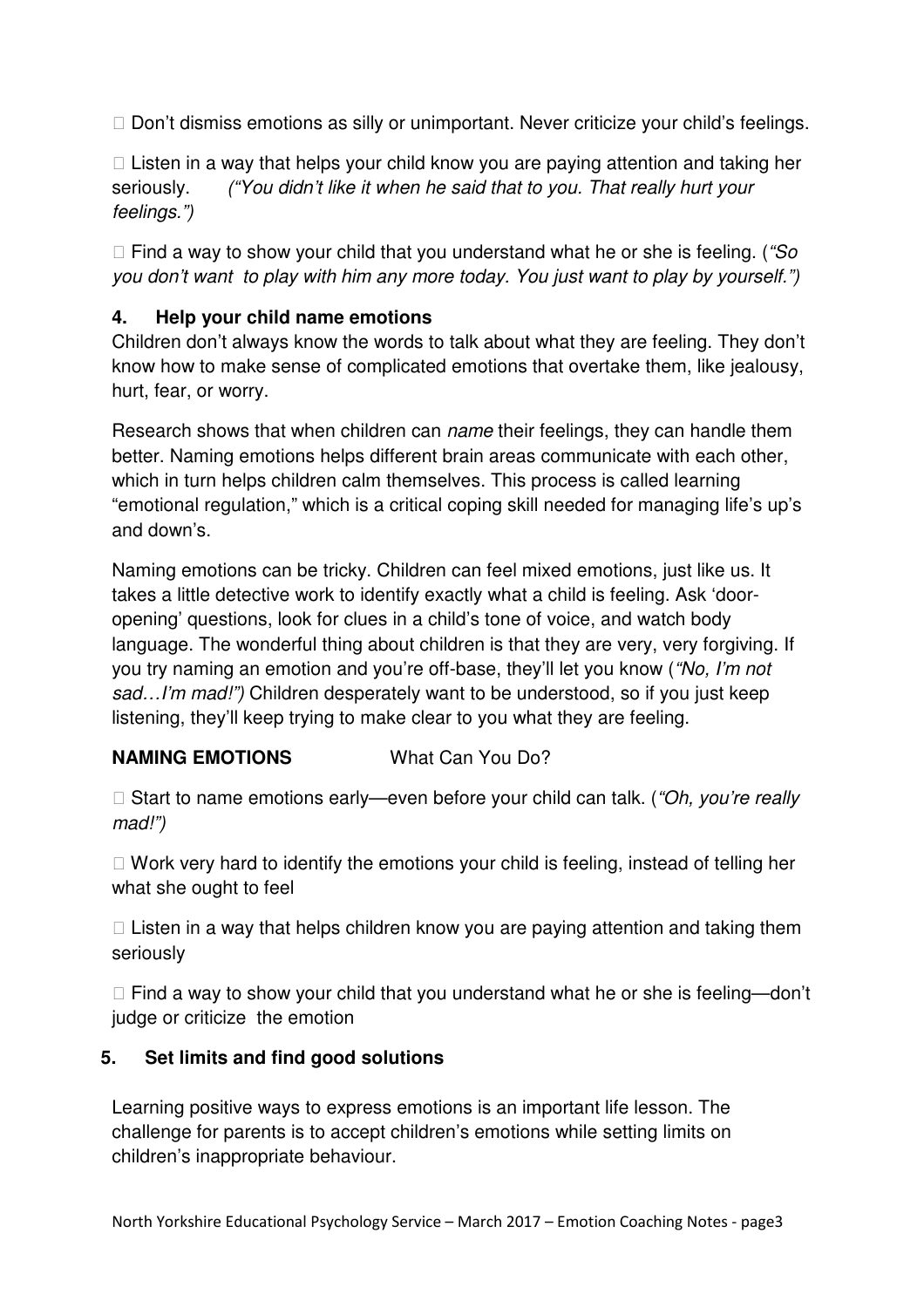- Don't dismiss emotions as silly or unimportant. Never criticize your child's feelings.

- Listen in a way that helps your child know you are paying attention and taking her seriously. *("You didn't like it when he said that to you. That really hurt your feelings.")*

- Find a way to show your child that you understand what he or she is feeling. (*"So you don't want to play with him any more today. You just want to play by yourself."*)

### 4. Help your child name emotions

Children don't always know the words to talk about what they are feeling. They don't know how to make sense of complicated emotions that overtake them, like jealousy, hurt, fear, or worry.

Research shows that when children can *name* their feelings, they can handle them better. Naming emotions helps different brain areas communicate with each other, which in turn helps children calm themselves. This process is called learning "emotional regulation," which is a critical coping skill needed for managing life's up's and down's.

Naming emotions can be tricky. Children can feel mixed emotions, just like us. It takes a little detective work to identify exactly what a child is feeling. Ask 'door-opening' questions, look for clues in a child's tone of voice, and watch body language. The wonderful thing about children is that they are very, very forgiving. If you try naming an emotion and you're off-base, they'll let you know (*"No, I'm not sad…I'm mad!")* Children desperately want to be understood, so if you just keep listening, they'll keep trying to make clear to you what they are feeling.

**NAMING EMOTIONS** What Can You Do?

- Start to name emotions early—even before your child can talk. (*"Oh, you're really mad!")*

- Work very hard to identify the emotions your child is feeling, instead of telling her what she ought to feel

- Listen in a way that helps children know you are paying attention and taking them seriously

- Find a way to show your child that you understand what he or she is feeling—don't judge or criticize the emotion

### 5. Set limits and find good solutions

Learning positive ways to express emotions is an important life lesson. The challenge for parents is to accept children's emotions while setting limits on children's inappropriate behaviour.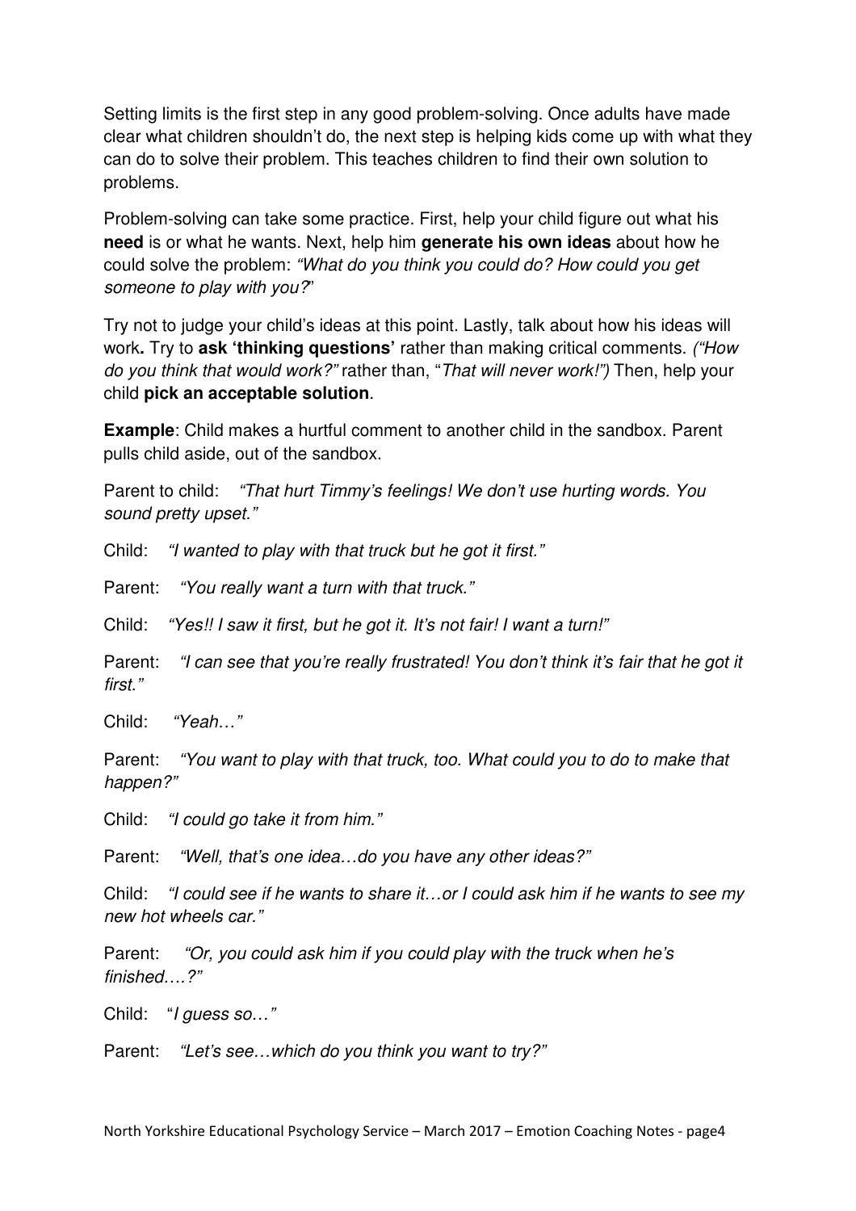Setting limits is the first step in any good problem-solving. Once adults have made clear what children shouldn't do, the next step is helping kids come up with what they can do to solve their problem. This teaches children to find their own solution to problems.

Problem-solving can take some practice. First, help your child figure out what his **need** is or what he wants. Next, help him **generate his own ideas** about how he could solve the problem: *"What do you think you could do? How could you get someone to play with you?*"

Try not to judge your child's ideas at this point. Lastly, talk about how his ideas will work**.** Try to **ask 'thinking questions'** rather than making critical comments. *("How do you think that would work?"* rather than, "*That will never work!")* Then, help your child **pick an acceptable solution**.

**Example**: Child makes a hurtful comment to another child in the sandbox. Parent pulls child aside, out of the sandbox.

Parent to child: *"That hurt Timmy's feelings! We don't use hurting words. You sound pretty upset."*

Child: *"I wanted to play with that truck but he got it first."*

Parent: *"You really want a turn with that truck."*

Child: *"Yes!! I saw it first, but he got it. It's not fair! I want a turn!"*

Parent: *"I can see that you're really frustrated! You don't think it's fair that he got it first."*

Child: *"Yeah…"*

Parent: *"You want to play with that truck, too. What could you to do to make that happen?"*

Child: *"I could go take it from him."*

Parent: *"Well, that's one idea…do you have any other ideas?"*

Child: *"I could see if he wants to share it…or I could ask him if he wants to see my new hot wheels car."*

Parent: *"Or, you could ask him if you could play with the truck when he's finished….?"*

Child: "*I guess so…"*

Parent: *"Let's see…which do you think you want to try?"*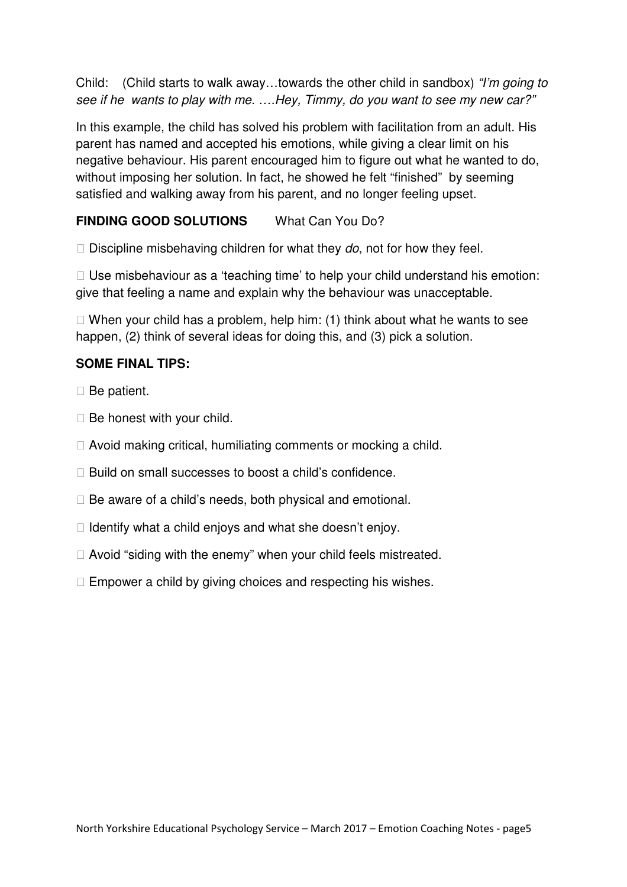Child: (Child starts to walk away…towards the other child in sandbox) *"I'm going to see if he wants to play with me. ….Hey, Timmy, do you want to see my new car?"*

In this example, the child has solved his problem with facilitation from an adult. His parent has named and accepted his emotions, while giving a clear limit on his negative behaviour. His parent encouraged him to figure out what he wanted to do, without imposing her solution. In fact, he showed he felt "finished" by seeming satisfied and walking away from his parent, and no longer feeling upset.

**FINDING GOOD SOLUTIONS** What Can You Do?

- Discipline misbehaving children for what they *do*, not for how they feel.
- Use misbehaviour as a 'teaching time' to help your child understand his emotion: give that feeling a name and explain why the behaviour was unacceptable.
- When your child has a problem, help him: (1) think about what he wants to see happen, (2) think of several ideas for doing this, and (3) pick a solution.

**SOME FINAL TIPS:**

- Be patient.
- Be honest with your child.
- Avoid making critical, humiliating comments or mocking a child.
- Build on small successes to boost a child's confidence.
- Be aware of a child's needs, both physical and emotional.
- Identify what a child enjoys and what she doesn't enjoy.
- Avoid "siding with the enemy" when your child feels mistreated.
- Empower a child by giving choices and respecting his wishes.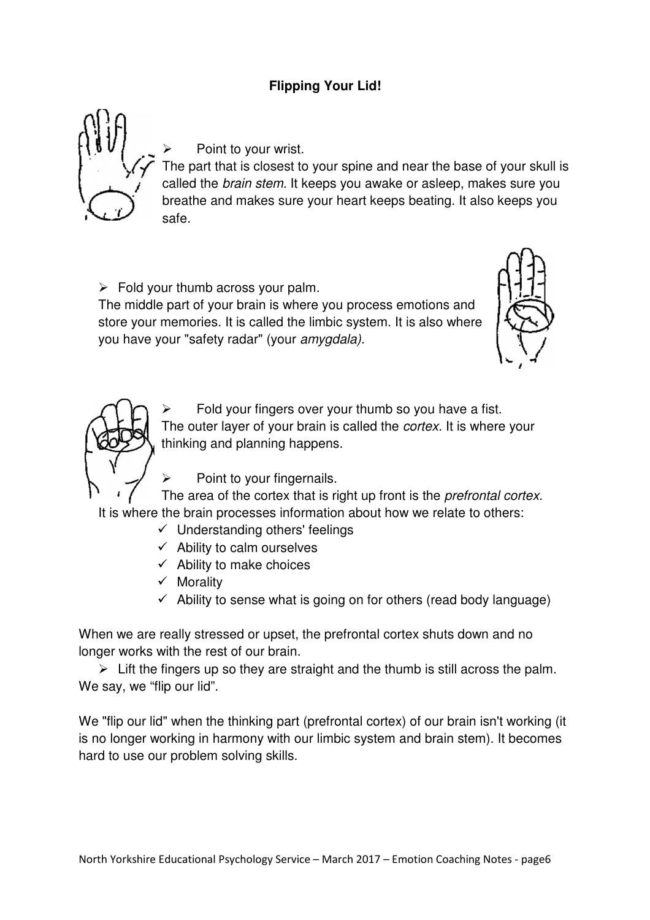**Flipping Your Lid!**

- Point to your wrist.

The part that is closest to your spine and near the base of your skull is called the *brain stem.* It keeps you awake or asleep, makes sure you breathe and makes sure your heart keeps beating. It also keeps you safe.

- Fold your thumb across your palm.

The middle part of your brain is where you process emotions and store your memories. It is called the limbic system. It is also where you have your "safety radar" (your *amygdala).*

- Fold your fingers over your thumb so you have a fist.

The outer layer of your brain is called the *cortex.* It is where your thinking and planning happens.

- Point to your fingernails.

The area of the cortex that is right up front is the *prefrontal cortex.* It is where the brain processes information about how we relate to others:

- ✓ Understanding others' feelings
- ✓ Ability to calm ourselves
- ✓ Ability to make choices
- ✓ Morality
- ✓ Ability to sense what is going on for others (read body language)

When we are really stressed or upset, the prefrontal cortex shuts down and no longer works with the rest of our brain.

- Lift the fingers up so they are straight and the thumb is still across the palm.

We say, we "flip our lid".

We "flip our lid" when the thinking part (prefrontal cortex) of our brain isn't working (it is no longer working in harmony with our limbic system and brain stem). It becomes hard to use our problem solving skills.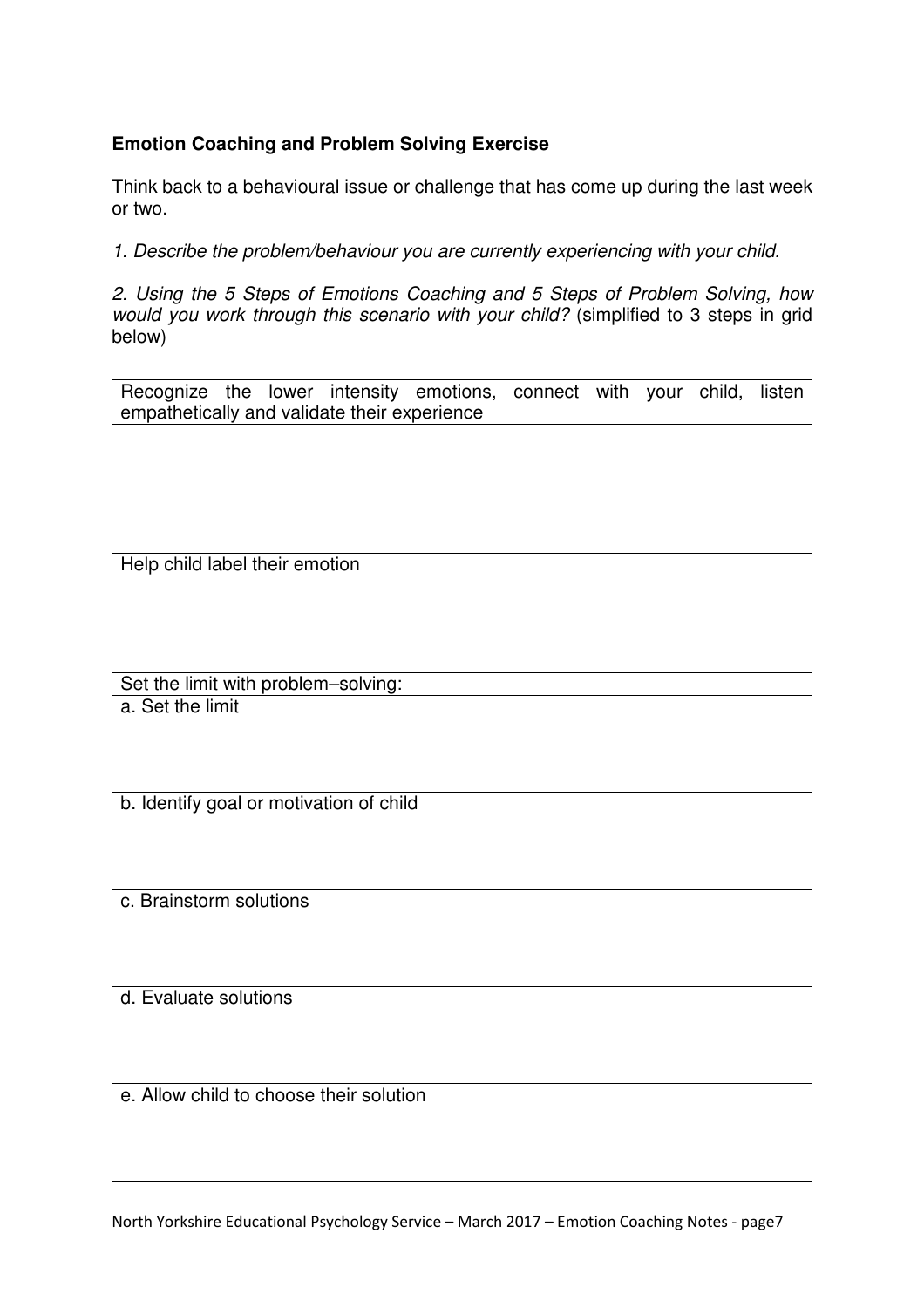**Emotion Coaching and Problem Solving Exercise**

Think back to a behavioural issue or challenge that has come up during the last week or two.

*1. Describe the problem/behaviour you are currently experiencing with your child.*

*2. Using the 5 Steps of Emotions Coaching and 5 Steps of Problem Solving, how would you work through this scenario with your child?* (simplified to 3 steps in grid below)

| Recognize the lower intensity emotions, connect with your child, listen empathetically and validate their experience |
|---|
| |
| Help child label their emotion |
| |
| Set the limit with problem–solving: |
| a. Set the limit |
| b. Identify goal or motivation of child |
| c. Brainstorm solutions |
| d. Evaluate solutions |
| e. Allow child to choose their solution |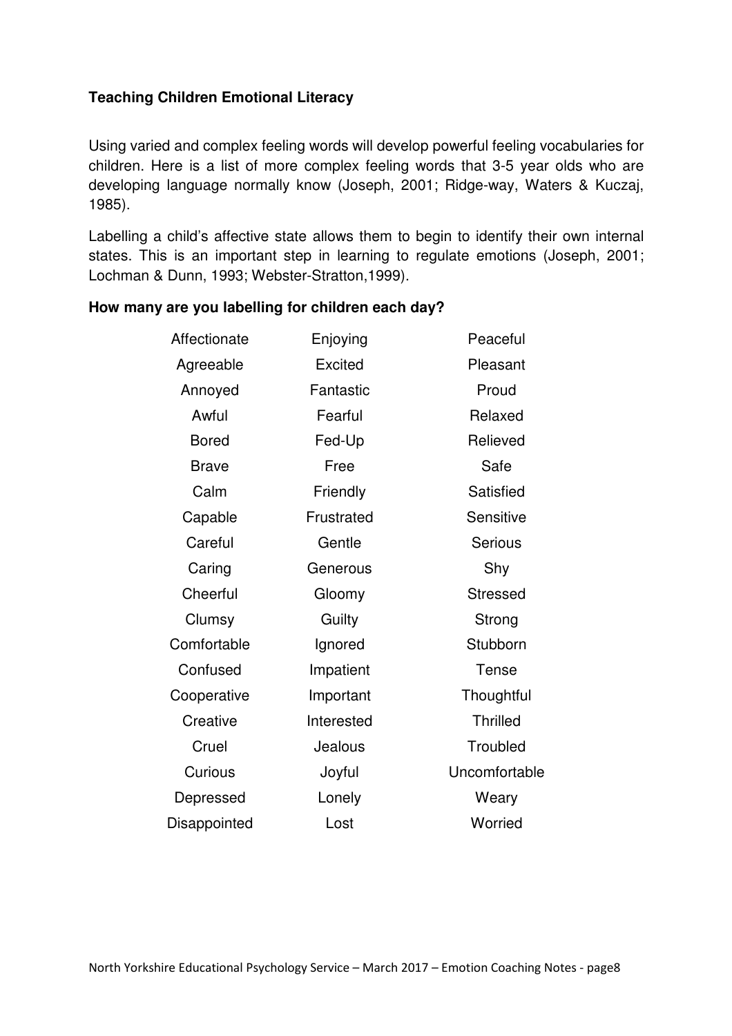**Teaching Children Emotional Literacy**

Using varied and complex feeling words will develop powerful feeling vocabularies for children. Here is a list of more complex feeling words that 3-5 year olds who are developing language normally know (Joseph, 2001; Ridge-way, Waters & Kuczaj, 1985).

Labelling a child's affective state allows them to begin to identify their own internal states. This is an important step in learning to regulate emotions (Joseph, 2001; Lochman & Dunn, 1993; Webster-Stratton,1999).

**How many are you labelling for children each day?**

| | | |
|---|---|---|
| Affectionate | Enjoying | Peaceful |
| Agreeable | Excited | Pleasant |
| Annoyed | Fantastic | Proud |
| Awful | Fearful | Relaxed |
| Bored | Fed-Up | Relieved |
| Brave | Free | Safe |
| Calm | Friendly | Satisfied |
| Capable | Frustrated | Sensitive |
| Careful | Gentle | Serious |
| Caring | Generous | Shy |
| Cheerful | Gloomy | Stressed |
| Clumsy | Guilty | Strong |
| Comfortable | Ignored | Stubborn |
| Confused | Impatient | Tense |
| Cooperative | Important | Thoughtful |
| Creative | Interested | Thrilled |
| Cruel | Jealous | Troubled |
| Curious | Joyful | Uncomfortable |
| Depressed | Lonely | Weary |
| Disappointed | Lost | Worried |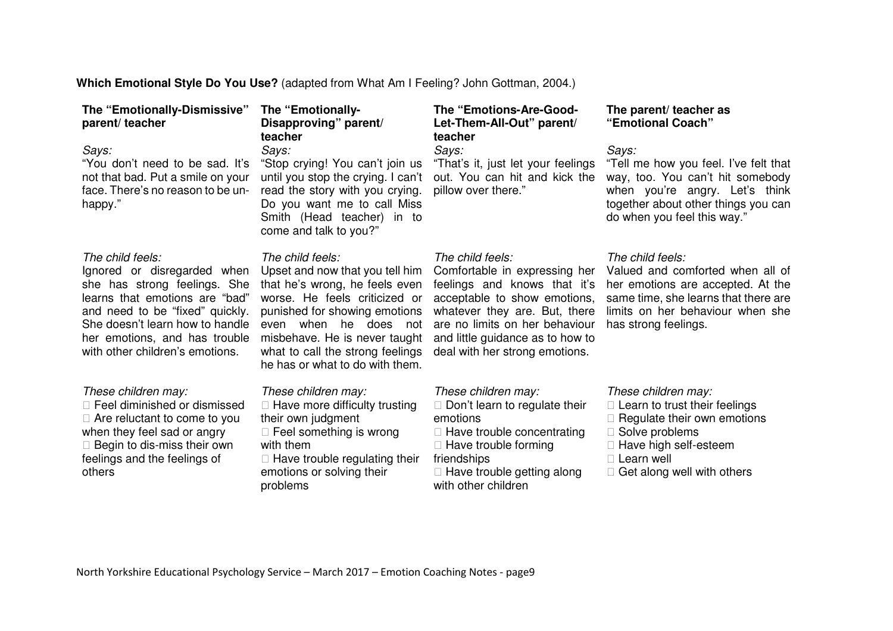**Which Emotional Style Do You Use?** (adapted from What Am I Feeling? John Gottman, 2004.)

| The "Emotionally-Dismissive" parent/ teacher | The "Emotionally-Disapproving" parent/ teacher | The "Emotions-Are-Good-Let-Them-All-Out" parent/ teacher | The parent/ teacher as "Emotional Coach" |
|---|---|---|---|
| *Says:*<br>"You don't need to be sad. It's not that bad. Put a smile on your face. There's no reason to be un-happy." | *Says:*<br>"Stop crying! You can't join us until you stop the crying. I can't read the story with you crying. Do you want me to call Miss Smith (Head teacher) in to come and talk to you?" | *Says:*<br>"That's it, just let your feelings out. You can hit and kick the pillow over there." | *Says:*<br>"Tell me how you feel. I've felt that way, too. You can't hit somebody when you're angry. Let's think together about other things you can do when you feel this way." |
| *The child feels:*<br>Ignored or disregarded when she has strong feelings. She learns that emotions are "bad" and need to be "fixed" quickly. She doesn't learn how to handle her emotions, and has trouble with other children's emotions. | *The child feels:*<br>Upset and now that you tell him that he's wrong, he feels even worse. He feels criticized or punished for showing emotions even when he does not misbehave. He is never taught what to call the strong feelings he has or what to do with them. | *The child feels:*<br>Comfortable in expressing her feelings and knows that it's acceptable to show emotions, whatever they are. But, there are no limits on her behaviour and little guidance as to how to deal with her strong emotions. | *The child feels:*<br>Valued and comforted when all of her emotions are accepted. At the same time, she learns that there are limits on her behaviour when she has strong feelings. |
| *These children may:*<br>□ Feel diminished or dismissed<br>□ Are reluctant to come to you when they feel sad or angry<br>□ Begin to dis-miss their own feelings and the feelings of others | *These children may:*<br>□ Have more difficulty trusting their own judgment<br>□ Feel something is wrong with them<br>□ Have trouble regulating their emotions or solving their problems | *These children may:*<br>□ Don't learn to regulate their emotions<br>□ Have trouble concentrating<br>□ Have trouble forming friendships<br>□ Have trouble getting along with other children | *These children may:*<br>□ Learn to trust their feelings<br>□ Regulate their own emotions<br>□ Solve problems<br>□ Have high self-esteem<br>□ Learn well<br>□ Get along well with others |